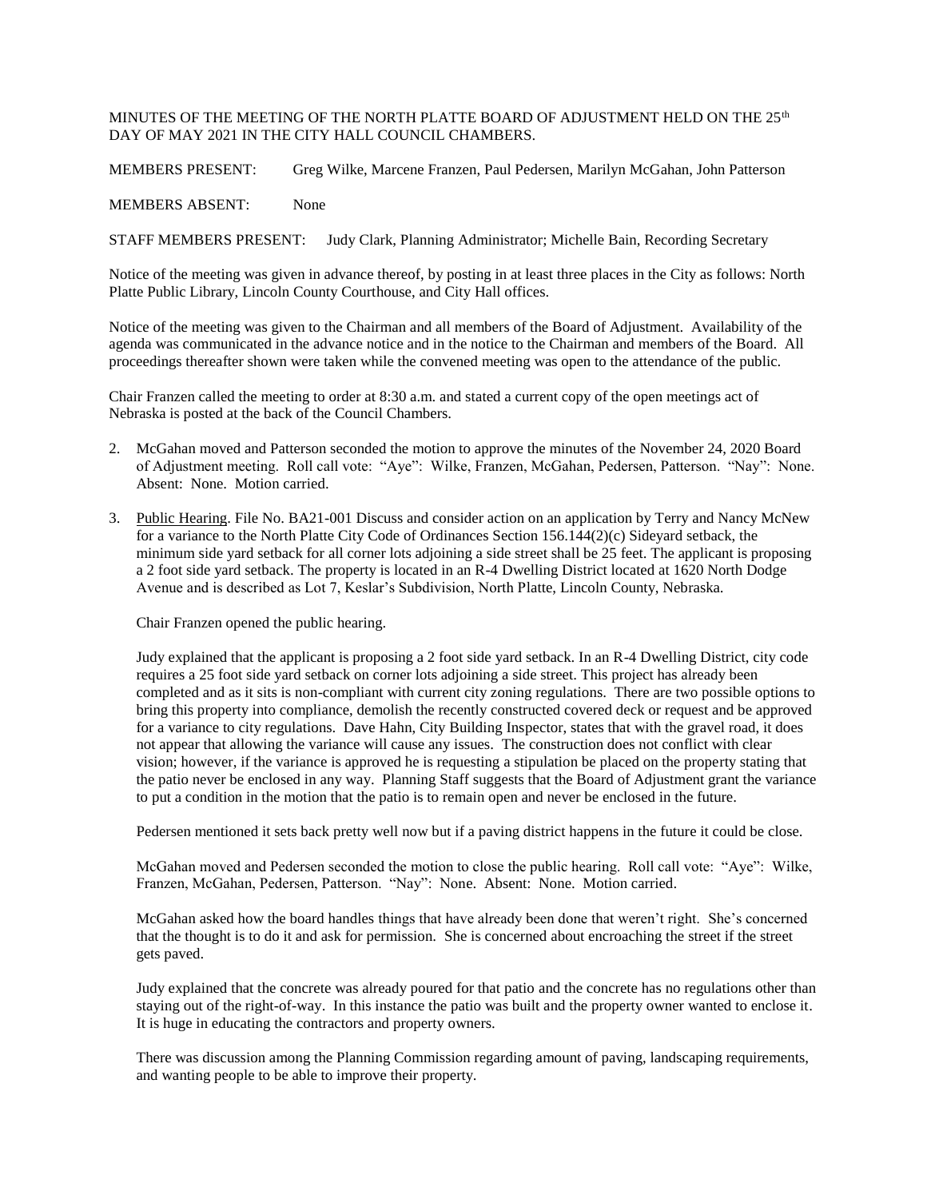MINUTES OF THE MEETING OF THE NORTH PLATTE BOARD OF ADJUSTMENT HELD ON THE 25th DAY OF MAY 2021 IN THE CITY HALL COUNCIL CHAMBERS.

MEMBERS PRESENT: Greg Wilke, Marcene Franzen, Paul Pedersen, Marilyn McGahan, John Patterson

MEMBERS ABSENT: None

STAFF MEMBERS PRESENT: Judy Clark, Planning Administrator; Michelle Bain, Recording Secretary

Notice of the meeting was given in advance thereof, by posting in at least three places in the City as follows: North Platte Public Library, Lincoln County Courthouse, and City Hall offices.

Notice of the meeting was given to the Chairman and all members of the Board of Adjustment. Availability of the agenda was communicated in the advance notice and in the notice to the Chairman and members of the Board. All proceedings thereafter shown were taken while the convened meeting was open to the attendance of the public.

Chair Franzen called the meeting to order at 8:30 a.m. and stated a current copy of the open meetings act of Nebraska is posted at the back of the Council Chambers.

2. McGahan moved and Patterson seconded the motion to approve the minutes of the November 24, 2020 Board of Adjustment meeting. Roll call vote: "Aye": Wilke, Franzen, McGahan, Pedersen, Patterson. "Nay": None. Absent: None. Motion carried.

3. Public Hearing. File No. BA21-001 Discuss and consider action on an application by Terry and Nancy McNew for a variance to the North Platte City Code of Ordinances Section 156.144(2)(c) Sideyard setback, the minimum side yard setback for all corner lots adjoining a side street shall be 25 feet. The applicant is proposing a 2 foot side yard setback. The property is located in an R-4 Dwelling District located at 1620 North Dodge Avenue and is described as Lot 7, Keslar's Subdivision, North Platte, Lincoln County, Nebraska.

   Chair Franzen opened the public hearing.

   Judy explained that the applicant is proposing a 2 foot side yard setback. In an R-4 Dwelling District, city code requires a 25 foot side yard setback on corner lots adjoining a side street. This project has already been completed and as it sits is non-compliant with current city zoning regulations. There are two possible options to bring this property into compliance, demolish the recently constructed covered deck or request and be approved for a variance to city regulations. Dave Hahn, City Building Inspector, states that with the gravel road, it does not appear that allowing the variance will cause any issues. The construction does not conflict with clear vision; however, if the variance is approved he is requesting a stipulation be placed on the property stating that the patio never be enclosed in any way. Planning Staff suggests that the Board of Adjustment grant the variance to put a condition in the motion that the patio is to remain open and never be enclosed in the future.

   Pedersen mentioned it sets back pretty well now but if a paving district happens in the future it could be close.

   McGahan moved and Pedersen seconded the motion to close the public hearing. Roll call vote: "Aye": Wilke, Franzen, McGahan, Pedersen, Patterson. "Nay": None. Absent: None. Motion carried.

   McGahan asked how the board handles things that have already been done that weren't right. She's concerned that the thought is to do it and ask for permission. She is concerned about encroaching the street if the street gets paved.

   Judy explained that the concrete was already poured for that patio and the concrete has no regulations other than staying out of the right-of-way. In this instance the patio was built and the property owner wanted to enclose it. It is huge in educating the contractors and property owners.

   There was discussion among the Planning Commission regarding amount of paving, landscaping requirements, and wanting people to be able to improve their property.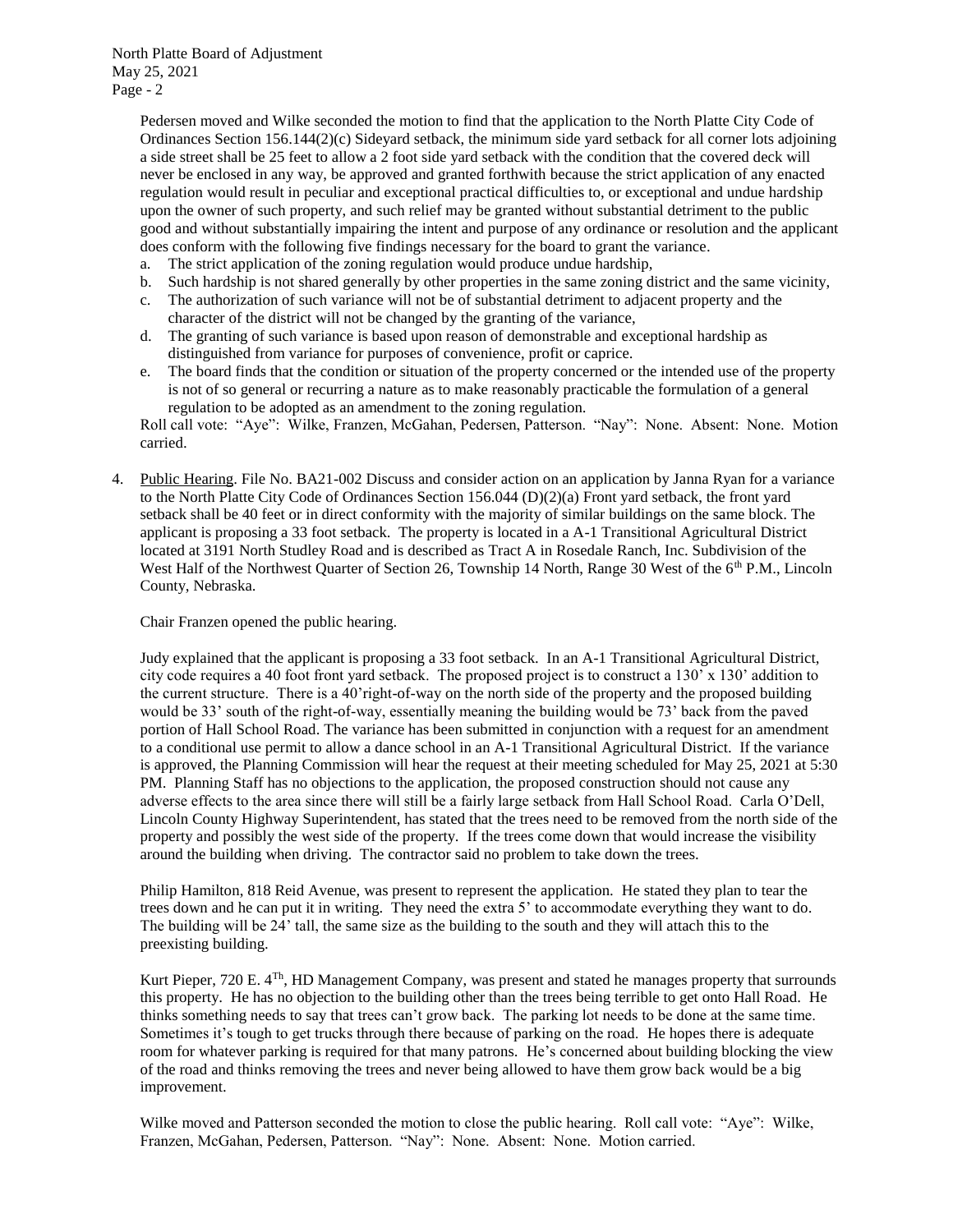Pedersen moved and Wilke seconded the motion to find that the application to the North Platte City Code of Ordinances Section 156.144(2)(c) Sideyard setback, the minimum side yard setback for all corner lots adjoining a side street shall be 25 feet to allow a 2 foot side yard setback with the condition that the covered deck will never be enclosed in any way, be approved and granted forthwith because the strict application of any enacted regulation would result in peculiar and exceptional practical difficulties to, or exceptional and undue hardship upon the owner of such property, and such relief may be granted without substantial detriment to the public good and without substantially impairing the intent and purpose of any ordinance or resolution and the applicant does conform with the following five findings necessary for the board to grant the variance.

a. The strict application of the zoning regulation would produce undue hardship,
b. Such hardship is not shared generally by other properties in the same zoning district and the same vicinity,
c. The authorization of such variance will not be of substantial detriment to adjacent property and the character of the district will not be changed by the granting of the variance,
d. The granting of such variance is based upon reason of demonstrable and exceptional hardship as distinguished from variance for purposes of convenience, profit or caprice.
e. The board finds that the condition or situation of the property concerned or the intended use of the property is not of so general or recurring a nature as to make reasonably practicable the formulation of a general regulation to be adopted as an amendment to the zoning regulation.

Roll call vote: "Aye": Wilke, Franzen, McGahan, Pedersen, Patterson. "Nay": None. Absent: None. Motion carried.

4. Public Hearing. File No. BA21-002 Discuss and consider action on an application by Janna Ryan for a variance to the North Platte City Code of Ordinances Section 156.044 (D)(2)(a) Front yard setback, the front yard setback shall be 40 feet or in direct conformity with the majority of similar buildings on the same block. The applicant is proposing a 33 foot setback. The property is located in a A-1 Transitional Agricultural District located at 3191 North Studley Road and is described as Tract A in Rosedale Ranch, Inc. Subdivision of the West Half of the Northwest Quarter of Section 26, Township 14 North, Range 30 West of the 6th P.M., Lincoln County, Nebraska.

   Chair Franzen opened the public hearing.

   Judy explained that the applicant is proposing a 33 foot setback. In an A-1 Transitional Agricultural District, city code requires a 40 foot front yard setback. The proposed project is to construct a 130' x 130' addition to the current structure. There is a 40'right-of-way on the north side of the property and the proposed building would be 33' south of the right-of-way, essentially meaning the building would be 73' back from the paved portion of Hall School Road. The variance has been submitted in conjunction with a request for an amendment to a conditional use permit to allow a dance school in an A-1 Transitional Agricultural District. If the variance is approved, the Planning Commission will hear the request at their meeting scheduled for May 25, 2021 at 5:30 PM. Planning Staff has no objections to the application, the proposed construction should not cause any adverse effects to the area since there will still be a fairly large setback from Hall School Road. Carla O'Dell, Lincoln County Highway Superintendent, has stated that the trees need to be removed from the north side of the property and possibly the west side of the property. If the trees come down that would increase the visibility around the building when driving. The contractor said no problem to take down the trees.

   Philip Hamilton, 818 Reid Avenue, was present to represent the application. He stated they plan to tear the trees down and he can put it in writing. They need the extra 5' to accommodate everything they want to do. The building will be 24' tall, the same size as the building to the south and they will attach this to the preexisting building.

   Kurt Pieper, 720 E. 4Th, HD Management Company, was present and stated he manages property that surrounds this property. He has no objection to the building other than the trees being terrible to get onto Hall Road. He thinks something needs to say that trees can't grow back. The parking lot needs to be done at the same time. Sometimes it's tough to get trucks through there because of parking on the road. He hopes there is adequate room for whatever parking is required for that many patrons. He's concerned about building blocking the view of the road and thinks removing the trees and never being allowed to have them grow back would be a big improvement.

   Wilke moved and Patterson seconded the motion to close the public hearing. Roll call vote: "Aye": Wilke, Franzen, McGahan, Pedersen, Patterson. "Nay": None. Absent: None. Motion carried.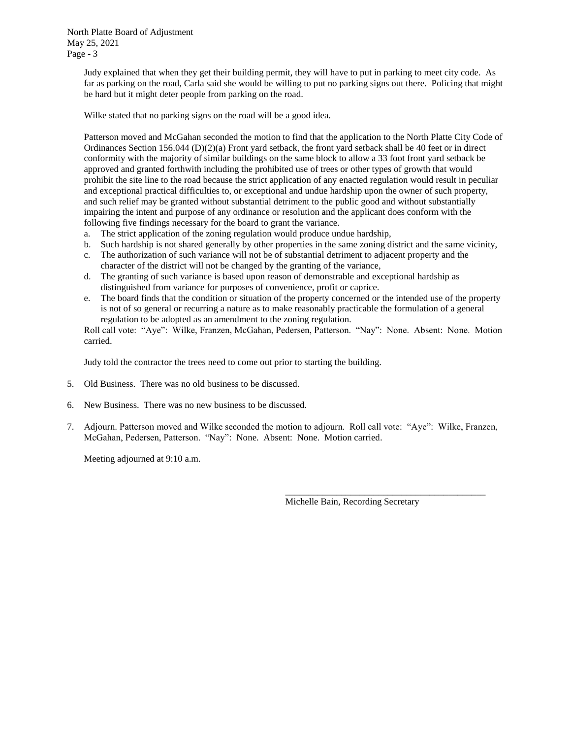Judy explained that when they get their building permit, they will have to put in parking to meet city code. As far as parking on the road, Carla said she would be willing to put no parking signs out there. Policing that might be hard but it might deter people from parking on the road.

Wilke stated that no parking signs on the road will be a good idea.

Patterson moved and McGahan seconded the motion to find that the application to the North Platte City Code of Ordinances Section 156.044 (D)(2)(a) Front yard setback, the front yard setback shall be 40 feet or in direct conformity with the majority of similar buildings on the same block to allow a 33 foot front yard setback be approved and granted forthwith including the prohibited use of trees or other types of growth that would prohibit the site line to the road because the strict application of any enacted regulation would result in peculiar and exceptional practical difficulties to, or exceptional and undue hardship upon the owner of such property, and such relief may be granted without substantial detriment to the public good and without substantially impairing the intent and purpose of any ordinance or resolution and the applicant does conform with the following five findings necessary for the board to grant the variance.

a. The strict application of the zoning regulation would produce undue hardship,
b. Such hardship is not shared generally by other properties in the same zoning district and the same vicinity,
c. The authorization of such variance will not be of substantial detriment to adjacent property and the character of the district will not be changed by the granting of the variance,
d. The granting of such variance is based upon reason of demonstrable and exceptional hardship as distinguished from variance for purposes of convenience, profit or caprice.
e. The board finds that the condition or situation of the property concerned or the intended use of the property is not of so general or recurring a nature as to make reasonably practicable the formulation of a general regulation to be adopted as an amendment to the zoning regulation.

Roll call vote: "Aye": Wilke, Franzen, McGahan, Pedersen, Patterson. "Nay": None. Absent: None. Motion carried.

Judy told the contractor the trees need to come out prior to starting the building.

5. Old Business. There was no old business to be discussed.

6. New Business. There was no new business to be discussed.

7. Adjourn. Patterson moved and Wilke seconded the motion to adjourn. Roll call vote: "Aye": Wilke, Franzen, McGahan, Pedersen, Patterson. "Nay": None. Absent: None. Motion carried.

Meeting adjourned at 9:10 a.m.

\_\_\_\_\_\_\_\_\_\_\_\_\_\_\_\_\_\_\_\_\_\_\_\_\_\_\_\_\_\_\_\_\_\_\_\_\_\_\_\_\_\_\_\_

Michelle Bain, Recording Secretary